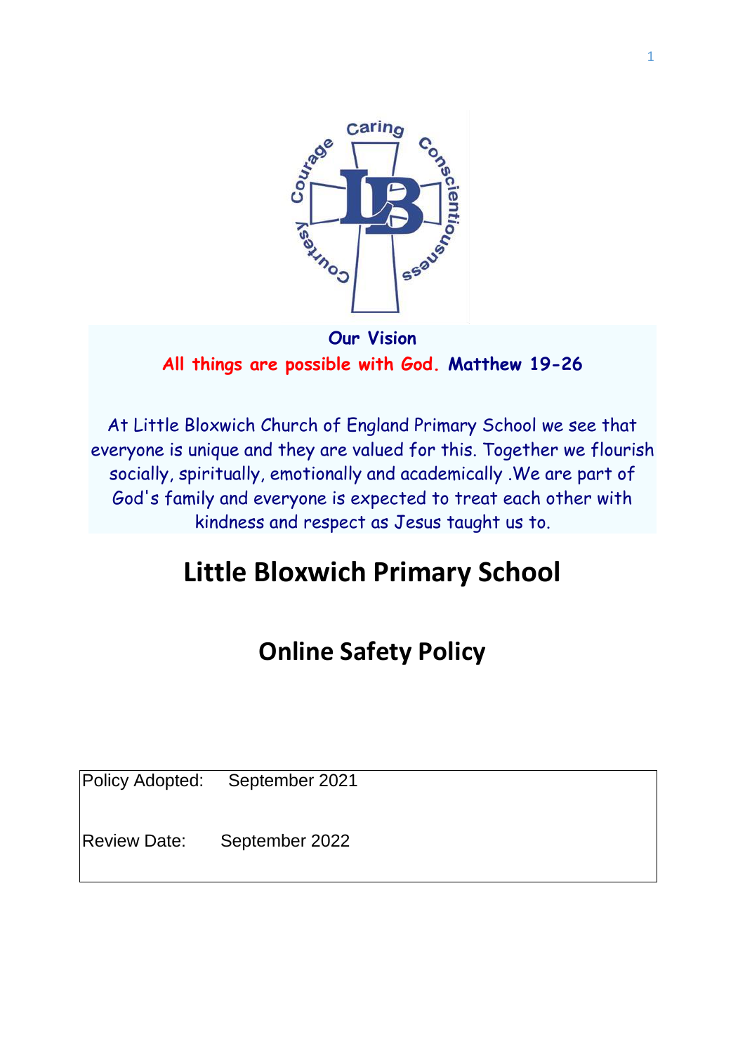**Our Vision**

**All things are possible with God. Matthew 19-26**

At Little Bloxwich Church of England Primary School we see that everyone is unique and they are valued for this. Together we flourish socially, spiritually, emotionally and academically .We are part of God's family and everyone is expected to treat each other with kindness and respect as Jesus taught us to.

# Little Bloxwich Primary School

## Online Safety Policy

| Policy Adopted: | September 2021 |
| --- | --- |
| Review Date: | September 2022 |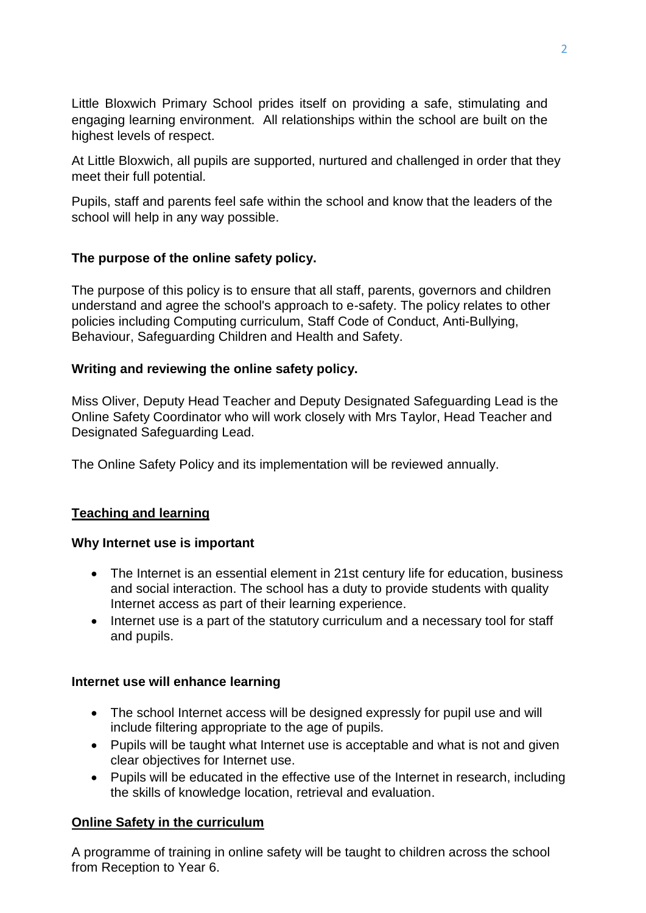Little Bloxwich Primary School prides itself on providing a safe, stimulating and engaging learning environment. All relationships within the school are built on the highest levels of respect.

At Little Bloxwich, all pupils are supported, nurtured and challenged in order that they meet their full potential.

Pupils, staff and parents feel safe within the school and know that the leaders of the school will help in any way possible.

**The purpose of the online safety policy.**

The purpose of this policy is to ensure that all staff, parents, governors and children understand and agree the school's approach to e-safety. The policy relates to other policies including Computing curriculum, Staff Code of Conduct, Anti-Bullying, Behaviour, Safeguarding Children and Health and Safety.

**Writing and reviewing the online safety policy.**

Miss Oliver, Deputy Head Teacher and Deputy Designated Safeguarding Lead is the Online Safety Coordinator who will work closely with Mrs Taylor, Head Teacher and Designated Safeguarding Lead.

The Online Safety Policy and its implementation will be reviewed annually.

## Teaching and learning

**Why Internet use is important**

- The Internet is an essential element in 21st century life for education, business and social interaction. The school has a duty to provide students with quality Internet access as part of their learning experience.
- Internet use is a part of the statutory curriculum and a necessary tool for staff and pupils.

**Internet use will enhance learning**

- The school Internet access will be designed expressly for pupil use and will include filtering appropriate to the age of pupils.
- Pupils will be taught what Internet use is acceptable and what is not and given clear objectives for Internet use.
- Pupils will be educated in the effective use of the Internet in research, including the skills of knowledge location, retrieval and evaluation.

## Online Safety in the curriculum

A programme of training in online safety will be taught to children across the school from Reception to Year 6.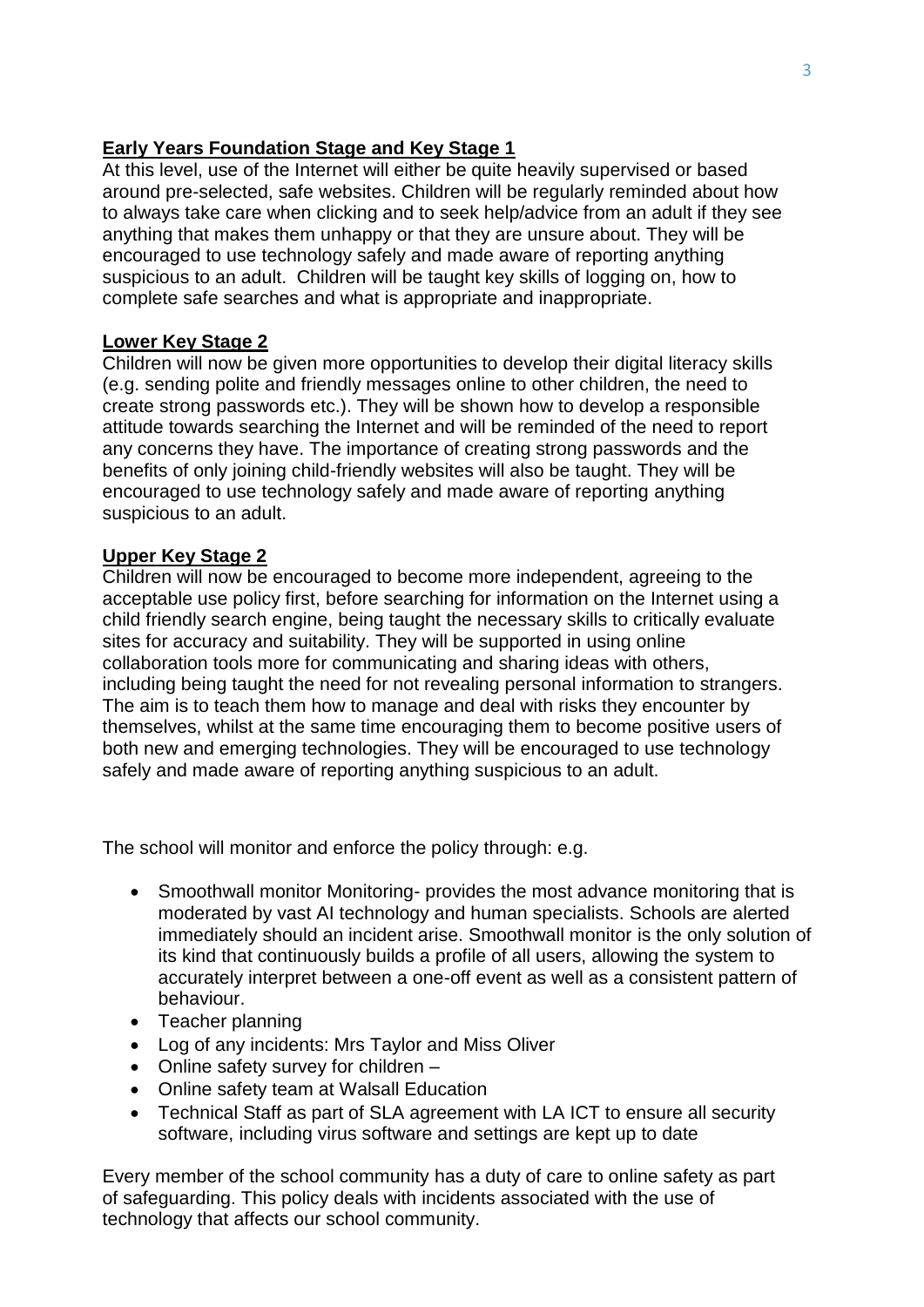**Early Years Foundation Stage and Key Stage 1**

At this level, use of the Internet will either be quite heavily supervised or based around pre-selected, safe websites. Children will be regularly reminded about how to always take care when clicking and to seek help/advice from an adult if they see anything that makes them unhappy or that they are unsure about. They will be encouraged to use technology safely and made aware of reporting anything suspicious to an adult. Children will be taught key skills of logging on, how to complete safe searches and what is appropriate and inappropriate.

**Lower Key Stage 2**

Children will now be given more opportunities to develop their digital literacy skills (e.g. sending polite and friendly messages online to other children, the need to create strong passwords etc.). They will be shown how to develop a responsible attitude towards searching the Internet and will be reminded of the need to report any concerns they have. The importance of creating strong passwords and the benefits of only joining child-friendly websites will also be taught. They will be encouraged to use technology safely and made aware of reporting anything suspicious to an adult.

**Upper Key Stage 2**

Children will now be encouraged to become more independent, agreeing to the acceptable use policy first, before searching for information on the Internet using a child friendly search engine, being taught the necessary skills to critically evaluate sites for accuracy and suitability. They will be supported in using online collaboration tools more for communicating and sharing ideas with others, including being taught the need for not revealing personal information to strangers. The aim is to teach them how to manage and deal with risks they encounter by themselves, whilst at the same time encouraging them to become positive users of both new and emerging technologies. They will be encouraged to use technology safely and made aware of reporting anything suspicious to an adult.

The school will monitor and enforce the policy through: e.g.

- Smoothwall monitor Monitoring- provides the most advance monitoring that is moderated by vast AI technology and human specialists. Schools are alerted immediately should an incident arise. Smoothwall monitor is the only solution of its kind that continuously builds a profile of all users, allowing the system to accurately interpret between a one-off event as well as a consistent pattern of behaviour.
- Teacher planning
- Log of any incidents: Mrs Taylor and Miss Oliver
- Online safety survey for children –
- Online safety team at Walsall Education
- Technical Staff as part of SLA agreement with LA ICT to ensure all security software, including virus software and settings are kept up to date

Every member of the school community has a duty of care to online safety as part of safeguarding. This policy deals with incidents associated with the use of technology that affects our school community.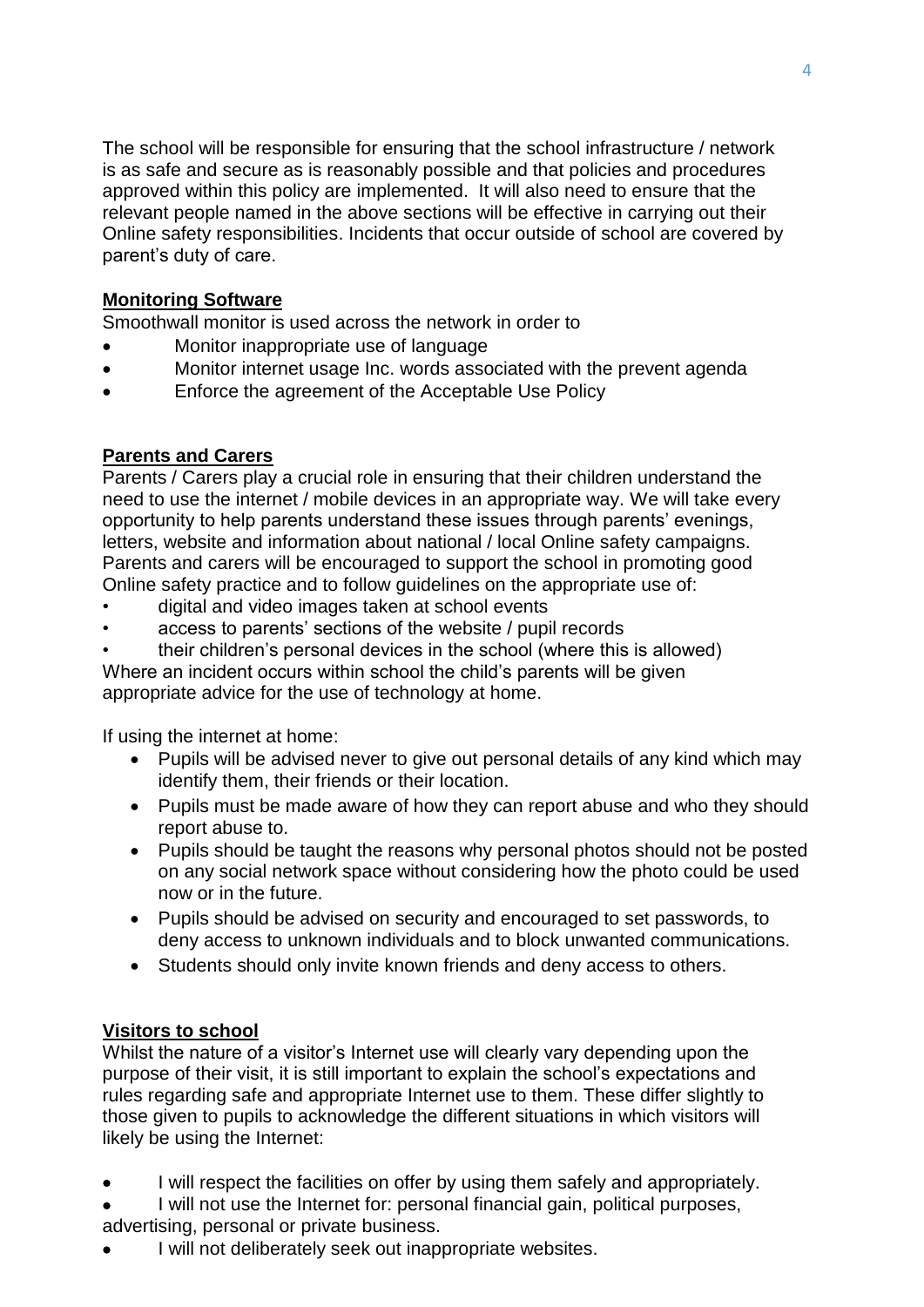The school will be responsible for ensuring that the school infrastructure / network is as safe and secure as is reasonably possible and that policies and procedures approved within this policy are implemented. It will also need to ensure that the relevant people named in the above sections will be effective in carrying out their Online safety responsibilities. Incidents that occur outside of school are covered by parent's duty of care.

**Monitoring Software**

Smoothwall monitor is used across the network in order to

- Monitor inappropriate use of language
- Monitor internet usage Inc. words associated with the prevent agenda
- Enforce the agreement of the Acceptable Use Policy

**Parents and Carers**

Parents / Carers play a crucial role in ensuring that their children understand the need to use the internet / mobile devices in an appropriate way. We will take every opportunity to help parents understand these issues through parents' evenings, letters, website and information about national / local Online safety campaigns. Parents and carers will be encouraged to support the school in promoting good Online safety practice and to follow guidelines on the appropriate use of:

- digital and video images taken at school events
- access to parents' sections of the website / pupil records
- their children's personal devices in the school (where this is allowed)

Where an incident occurs within school the child's parents will be given appropriate advice for the use of technology at home.

If using the internet at home:

- Pupils will be advised never to give out personal details of any kind which may identify them, their friends or their location.
- Pupils must be made aware of how they can report abuse and who they should report abuse to.
- Pupils should be taught the reasons why personal photos should not be posted on any social network space without considering how the photo could be used now or in the future.
- Pupils should be advised on security and encouraged to set passwords, to deny access to unknown individuals and to block unwanted communications.
- Students should only invite known friends and deny access to others.

**Visitors to school**

Whilst the nature of a visitor's Internet use will clearly vary depending upon the purpose of their visit, it is still important to explain the school's expectations and rules regarding safe and appropriate Internet use to them. These differ slightly to those given to pupils to acknowledge the different situations in which visitors will likely be using the Internet:

- I will respect the facilities on offer by using them safely and appropriately.
- I will not use the Internet for: personal financial gain, political purposes, advertising, personal or private business.
- I will not deliberately seek out inappropriate websites.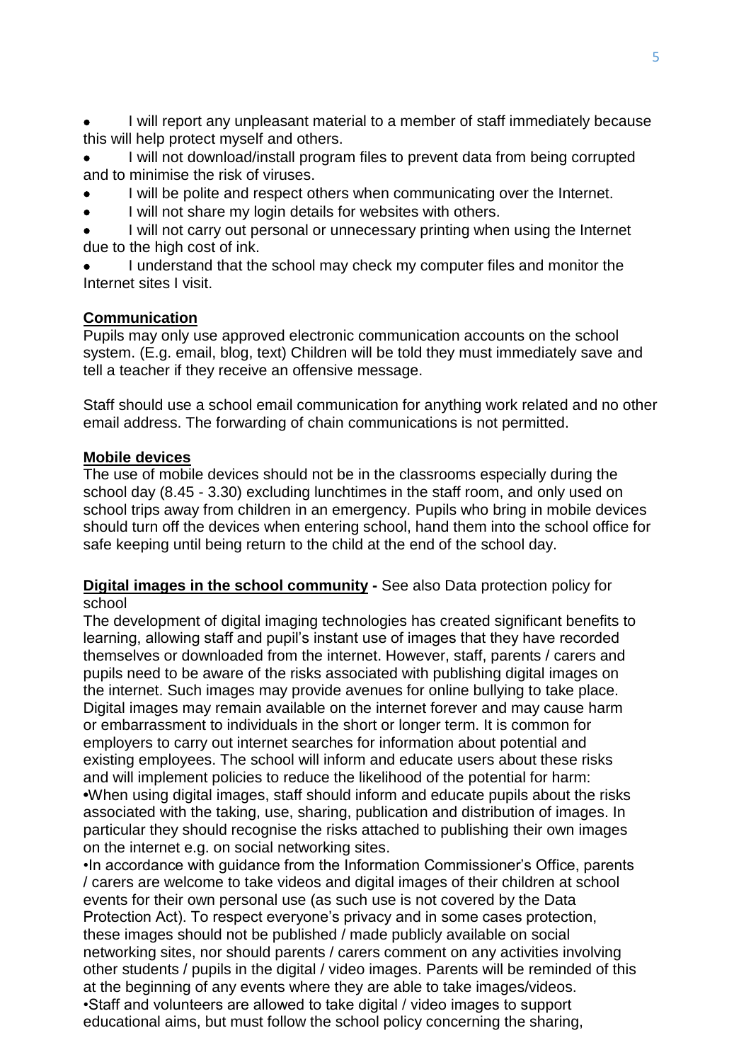- I will report any unpleasant material to a member of staff immediately because this will help protect myself and others.
- I will not download/install program files to prevent data from being corrupted and to minimise the risk of viruses.
- I will be polite and respect others when communicating over the Internet.
- I will not share my login details for websites with others.
- I will not carry out personal or unnecessary printing when using the Internet due to the high cost of ink.
- I understand that the school may check my computer files and monitor the Internet sites I visit.

**Communication**

Pupils may only use approved electronic communication accounts on the school system. (E.g. email, blog, text) Children will be told they must immediately save and tell a teacher if they receive an offensive message.

Staff should use a school email communication for anything work related and no other email address. The forwarding of chain communications is not permitted.

**Mobile devices**

The use of mobile devices should not be in the classrooms especially during the school day (8.45 - 3.30) excluding lunchtimes in the staff room, and only used on school trips away from children in an emergency. Pupils who bring in mobile devices should turn off the devices when entering school, hand them into the school office for safe keeping until being return to the child at the end of the school day.

**Digital images in the school community -** See also Data protection policy for school

The development of digital imaging technologies has created significant benefits to learning, allowing staff and pupil's instant use of images that they have recorded themselves or downloaded from the internet. However, staff, parents / carers and pupils need to be aware of the risks associated with publishing digital images on the internet. Such images may provide avenues for online bullying to take place. Digital images may remain available on the internet forever and may cause harm or embarrassment to individuals in the short or longer term. It is common for employers to carry out internet searches for information about potential and existing employees. The school will inform and educate users about these risks and will implement policies to reduce the likelihood of the potential for harm:

•When using digital images, staff should inform and educate pupils about the risks associated with the taking, use, sharing, publication and distribution of images. In particular they should recognise the risks attached to publishing their own images on the internet e.g. on social networking sites.

•In accordance with guidance from the Information Commissioner's Office, parents / carers are welcome to take videos and digital images of their children at school events for their own personal use (as such use is not covered by the Data Protection Act). To respect everyone's privacy and in some cases protection, these images should not be published / made publicly available on social networking sites, nor should parents / carers comment on any activities involving other students / pupils in the digital / video images. Parents will be reminded of this at the beginning of any events where they are able to take images/videos.

•Staff and volunteers are allowed to take digital / video images to support educational aims, but must follow the school policy concerning the sharing,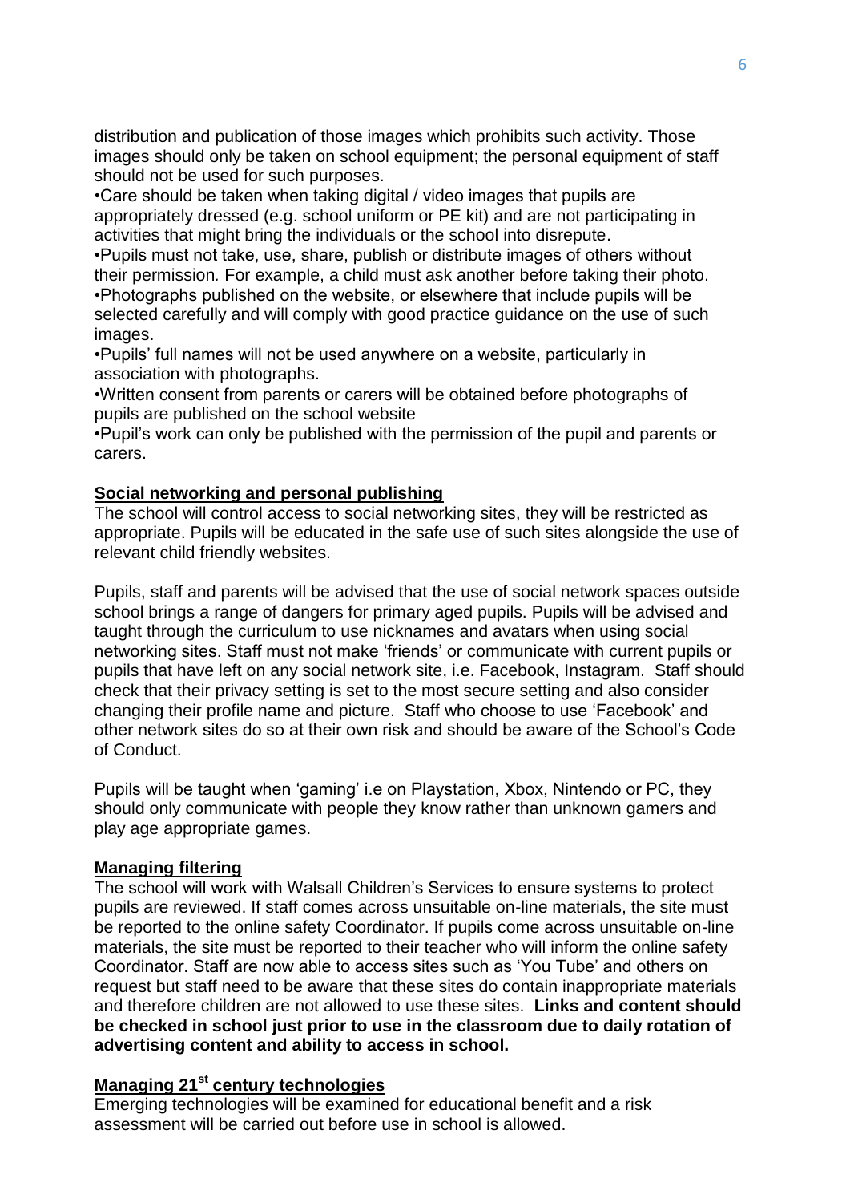distribution and publication of those images which prohibits such activity. Those images should only be taken on school equipment; the personal equipment of staff should not be used for such purposes.

•Care should be taken when taking digital / video images that pupils are appropriately dressed (e.g. school uniform or PE kit) and are not participating in activities that might bring the individuals or the school into disrepute.

•Pupils must not take, use, share, publish or distribute images of others without their permission*.* For example, a child must ask another before taking their photo.

•Photographs published on the website, or elsewhere that include pupils will be selected carefully and will comply with good practice guidance on the use of such images.

•Pupils' full names will not be used anywhere on a website, particularly in association with photographs.

•Written consent from parents or carers will be obtained before photographs of pupils are published on the school website

•Pupil's work can only be published with the permission of the pupil and parents or carers.

## Social networking and personal publishing

The school will control access to social networking sites, they will be restricted as appropriate. Pupils will be educated in the safe use of such sites alongside the use of relevant child friendly websites.

Pupils, staff and parents will be advised that the use of social network spaces outside school brings a range of dangers for primary aged pupils. Pupils will be advised and taught through the curriculum to use nicknames and avatars when using social networking sites. Staff must not make 'friends' or communicate with current pupils or pupils that have left on any social network site, i.e. Facebook, Instagram. Staff should check that their privacy setting is set to the most secure setting and also consider changing their profile name and picture. Staff who choose to use 'Facebook' and other network sites do so at their own risk and should be aware of the School's Code of Conduct.

Pupils will be taught when 'gaming' i.e on Playstation, Xbox, Nintendo or PC, they should only communicate with people they know rather than unknown gamers and play age appropriate games.

## Managing filtering

The school will work with Walsall Children's Services to ensure systems to protect pupils are reviewed. If staff comes across unsuitable on-line materials, the site must be reported to the online safety Coordinator. If pupils come across unsuitable on-line materials, the site must be reported to their teacher who will inform the online safety Coordinator. Staff are now able to access sites such as 'You Tube' and others on request but staff need to be aware that these sites do contain inappropriate materials and therefore children are not allowed to use these sites. **Links and content should be checked in school just prior to use in the classroom due to daily rotation of advertising content and ability to access in school.**

## Managing 21st century technologies

Emerging technologies will be examined for educational benefit and a risk assessment will be carried out before use in school is allowed.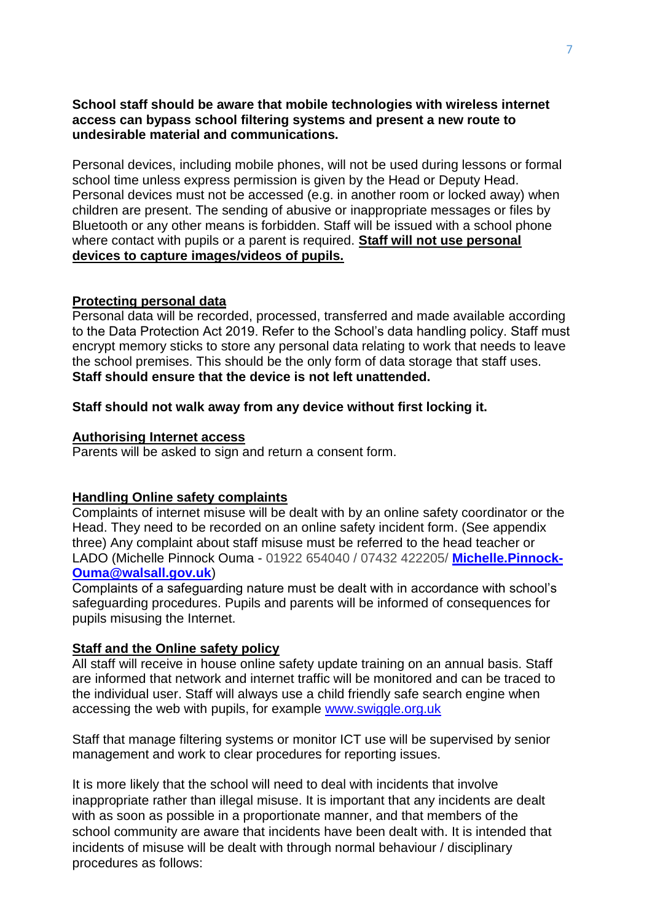**School staff should be aware that mobile technologies with wireless internet access can bypass school filtering systems and present a new route to undesirable material and communications.**

Personal devices, including mobile phones, will not be used during lessons or formal school time unless express permission is given by the Head or Deputy Head. Personal devices must not be accessed (e.g. in another room or locked away) when children are present. The sending of abusive or inappropriate messages or files by Bluetooth or any other means is forbidden. Staff will be issued with a school phone where contact with pupils or a parent is required. **Staff will not use personal devices to capture images/videos of pupils.**

**Protecting personal data**

Personal data will be recorded, processed, transferred and made available according to the Data Protection Act 2019. Refer to the School's data handling policy. Staff must encrypt memory sticks to store any personal data relating to work that needs to leave the school premises. This should be the only form of data storage that staff uses. **Staff should ensure that the device is not left unattended.**

**Staff should not walk away from any device without first locking it.**

**Authorising Internet access**

Parents will be asked to sign and return a consent form.

**Handling Online safety complaints**

Complaints of internet misuse will be dealt with by an online safety coordinator or the Head. They need to be recorded on an online safety incident form. (See appendix three) Any complaint about staff misuse must be referred to the head teacher or LADO (Michelle Pinnock Ouma - 01922 654040 / 07432 422205/ **Michelle.Pinnock-Ouma@walsall.gov.uk**)

Complaints of a safeguarding nature must be dealt with in accordance with school's safeguarding procedures. Pupils and parents will be informed of consequences for pupils misusing the Internet.

**Staff and the Online safety policy**

All staff will receive in house online safety update training on an annual basis. Staff are informed that network and internet traffic will be monitored and can be traced to the individual user. Staff will always use a child friendly safe search engine when accessing the web with pupils, for example www.swiggle.org.uk

Staff that manage filtering systems or monitor ICT use will be supervised by senior management and work to clear procedures for reporting issues.

It is more likely that the school will need to deal with incidents that involve inappropriate rather than illegal misuse. It is important that any incidents are dealt with as soon as possible in a proportionate manner, and that members of the school community are aware that incidents have been dealt with. It is intended that incidents of misuse will be dealt with through normal behaviour / disciplinary procedures as follows: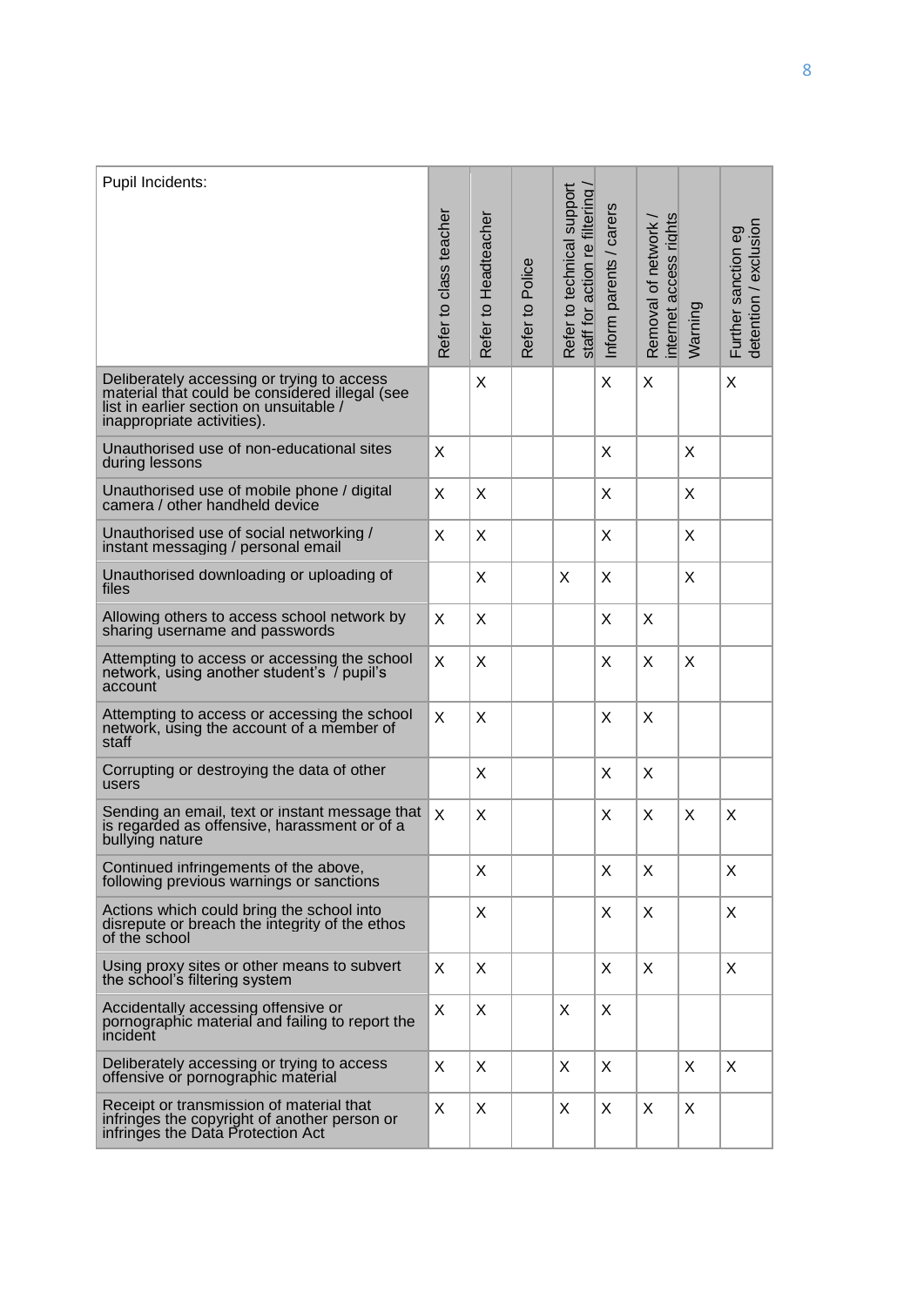| Pupil Incidents: | Refer to class teacher | Refer to Headteacher | Refer to Police | Refer to technical support staff for action re filtering / | Inform parents / carers | Removal of network / internet access rights | Warning | Further sanction eg detention / exclusion |
|---|---|---|---|---|---|---|---|---|
| Deliberately accessing or trying to access material that could be considered illegal (see list in earlier section on unsuitable / inappropriate activities). | | X | | | X | X | | X |
| Unauthorised use of non-educational sites during lessons | X | | | | X | | X | |
| Unauthorised use of mobile phone / digital camera / other handheld device | X | X | | | X | | X | |
| Unauthorised use of social networking / instant messaging / personal email | X | X | | | X | | X | |
| Unauthorised downloading or uploading of files | | X | | X | X | | X | |
| Allowing others to access school network by sharing username and passwords | X | X | | | X | X | | |
| Attempting to access or accessing the school network, using another student's / pupil's account | X | X | | | X | X | X | |
| Attempting to access or accessing the school network, using the account of a member of staff | X | X | | | X | X | | |
| Corrupting or destroying the data of other users | | X | | | X | X | | |
| Sending an email, text or instant message that is regarded as offensive, harassment or of a bullying nature | X | X | | | X | X | X | X |
| Continued infringements of the above, following previous warnings or sanctions | | X | | | X | X | | X |
| Actions which could bring the school into disrepute or breach the integrity of the ethos of the school | | X | | | X | X | | X |
| Using proxy sites or other means to subvert the school's filtering system | X | X | | | X | X | | X |
| Accidentally accessing offensive or pornographic material and failing to report the incident | X | X | | X | X | | | |
| Deliberately accessing or trying to access offensive or pornographic material | X | X | | X | X | | X | X |
| Receipt or transmission of material that infringes the copyright of another person or infringes the Data Protection Act | X | X | | X | X | X | X | |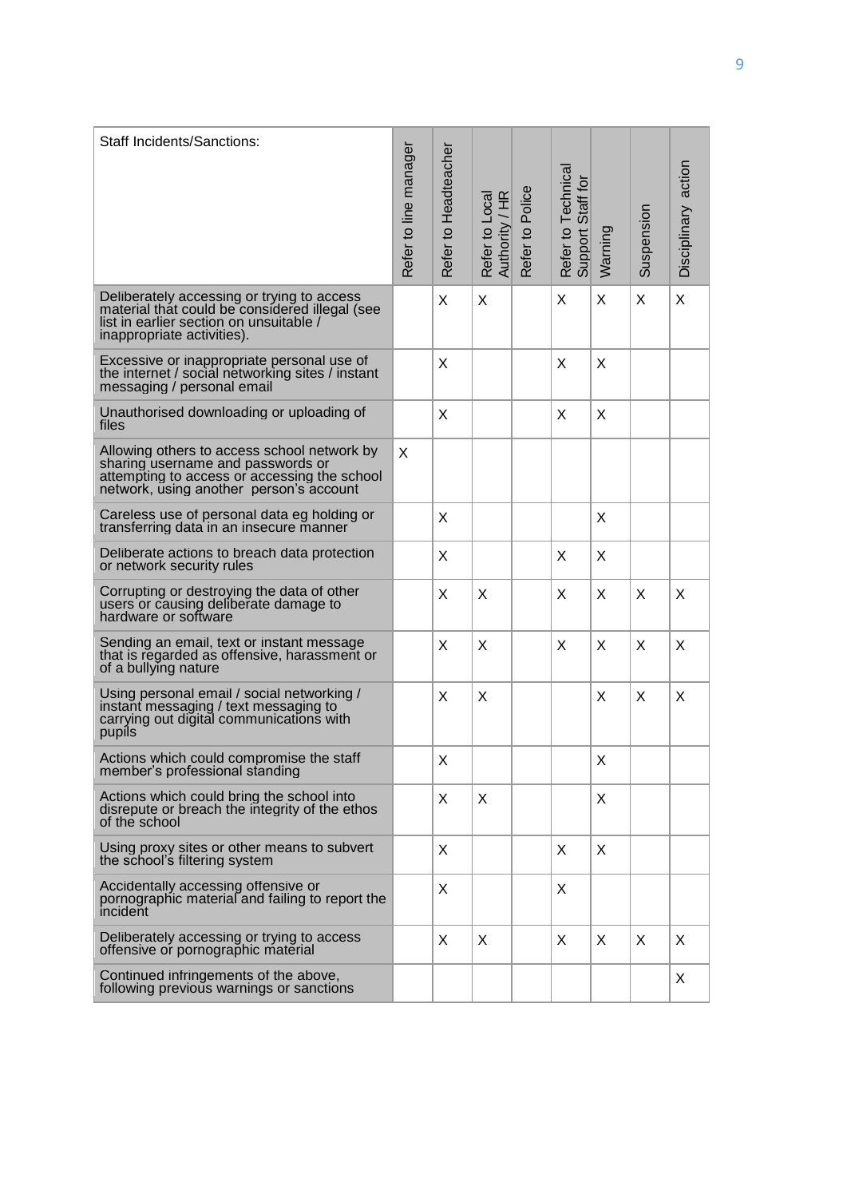| Staff Incidents/Sanctions: | Refer to line manager | Refer to Headteacher | Refer to Local Authority / HR | Refer to Police | Refer to Technical Support Staff for | Warning | Suspension | Disciplinary action |
|---|---|---|---|---|---|---|---|---|
| Deliberately accessing or trying to access material that could be considered illegal (see list in earlier section on unsuitable / inappropriate activities). | | X | X | | X | X | X | X |
| Excessive or inappropriate personal use of the internet / social networking sites / instant messaging / personal email | | X | | | X | X | | |
| Unauthorised downloading or uploading of files | | X | | | X | X | | |
| Allowing others to access school network by sharing username and passwords or attempting to access or accessing the school network, using another person's account | X | | | | | | | |
| Careless use of personal data eg holding or transferring data in an insecure manner | | X | | | | X | | |
| Deliberate actions to breach data protection or network security rules | | X | | | X | X | | |
| Corrupting or destroying the data of other users or causing deliberate damage to hardware or software | | X | X | | X | X | X | X |
| Sending an email, text or instant message that is regarded as offensive, harassment or of a bullying nature | | X | X | | X | X | X | X |
| Using personal email / social networking / instant messaging / text messaging to carrying out digital communications with pupils | | X | X | | | X | X | X |
| Actions which could compromise the staff member's professional standing | | X | | | | X | | |
| Actions which could bring the school into disrepute or breach the integrity of the ethos of the school | | X | X | | | X | | |
| Using proxy sites or other means to subvert the school's filtering system | | X | | | X | X | | |
| Accidentally accessing offensive or pornographic material and failing to report the incident | | X | | | X | | | |
| Deliberately accessing or trying to access offensive or pornographic material | | X | X | | X | X | X | X |
| Continued infringements of the above, following previous warnings or sanctions | | | | | | | | X |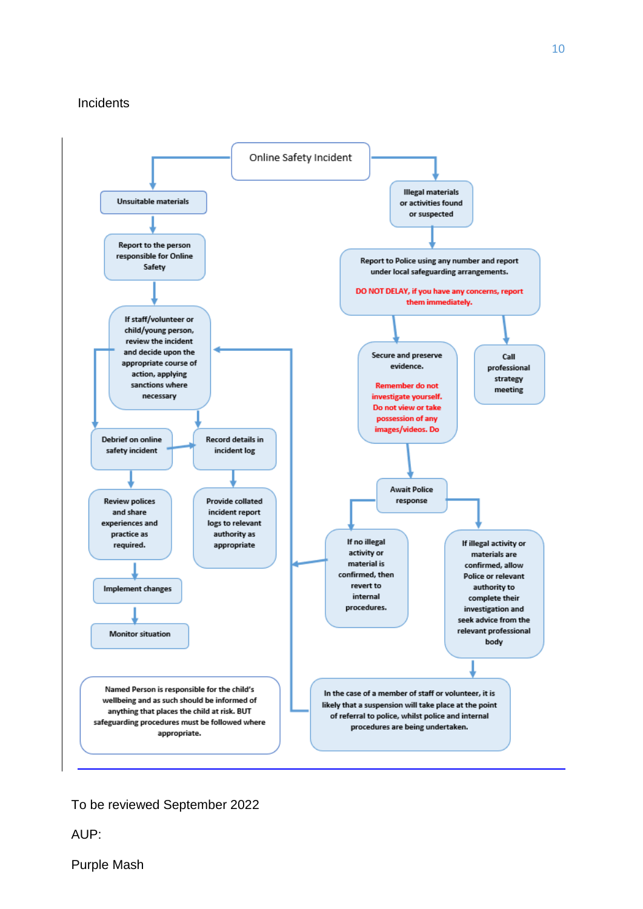Incidents

Online Safety Incident

Unsuitable materials

Report to the person responsible for Online Safety

If staff/volunteer or child/young person, review the incident and decide upon the appropriate course of action, applying sanctions where necessary

Debrief on online safety incident

Record details in incident log

Review polices and share experiences and practice as required.

Provide collated incident report logs to relevant authority as appropriate

Implement changes

Monitor situation

Illegal materials or activities found or suspected

Report to Police using any number and report under local safeguarding arrangements.

DO NOT DELAY, if you have any concerns, report them immediately.

Secure and preserve evidence.

Remember do not investigate yourself. Do not view or take possession of any images/videos. Do

Call professional strategy meeting

Await Police response

If no illegal activity or material is confirmed, then revert to internal procedures.

If illegal activity or materials are confirmed, allow Police or relevant authority to complete their investigation and seek advice from the relevant professional body

Named Person is responsible for the child's wellbeing and as such should be informed of anything that places the child at risk. BUT safeguarding procedures must be followed where appropriate.

In the case of a member of staff or volunteer, it is likely that a suspension will take place at the point of referral to police, whilst police and internal procedures are being undertaken.

To be reviewed September 2022

AUP:

Purple Mash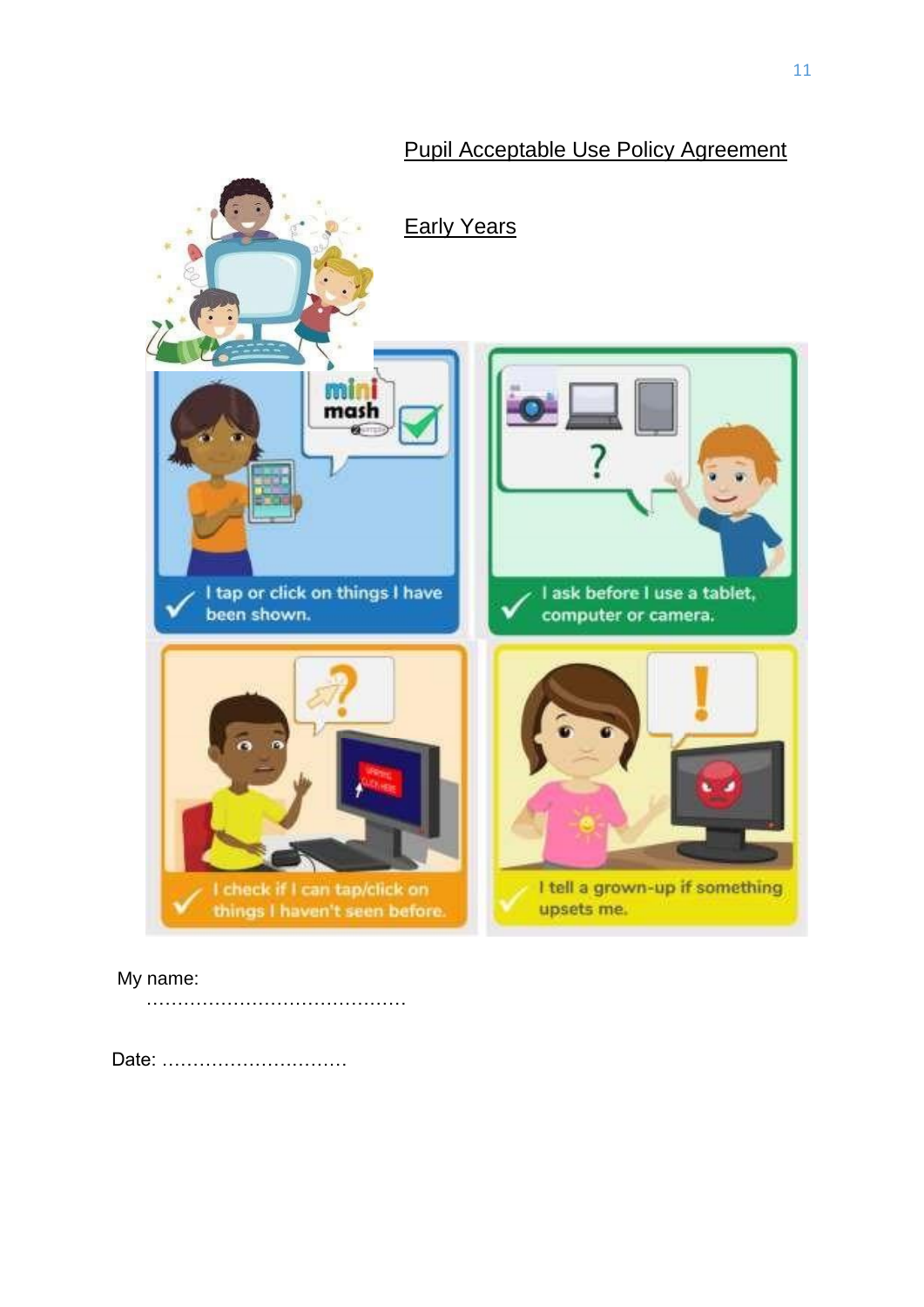## Pupil Acceptable Use Policy Agreement

## Early Years

✓ I tap or click on things I have been shown.

✓ I ask before I use a tablet, computer or camera.

✓ I check if I can tap/click on things I haven't seen before.

✓ I tell a grown-up if something upsets me.

My name: ……………………………………

Date: …………………………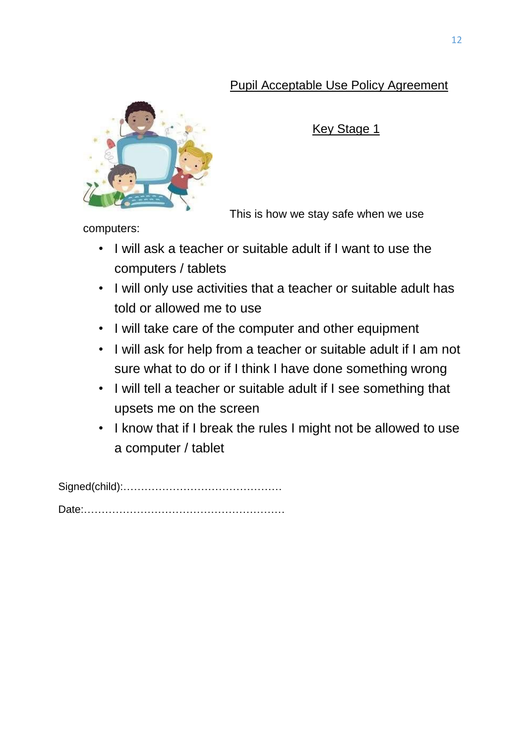## Pupil Acceptable Use Policy Agreement

### Key Stage 1

This is how we stay safe when we use computers:

- I will ask a teacher or suitable adult if I want to use the computers / tablets
- I will only use activities that a teacher or suitable adult has told or allowed me to use
- I will take care of the computer and other equipment
- I will ask for help from a teacher or suitable adult if I am not sure what to do or if I think I have done something wrong
- I will tell a teacher or suitable adult if I see something that upsets me on the screen
- I know that if I break the rules I might not be allowed to use a computer / tablet

Signed(child):………………………………………

Date:…………………………………………………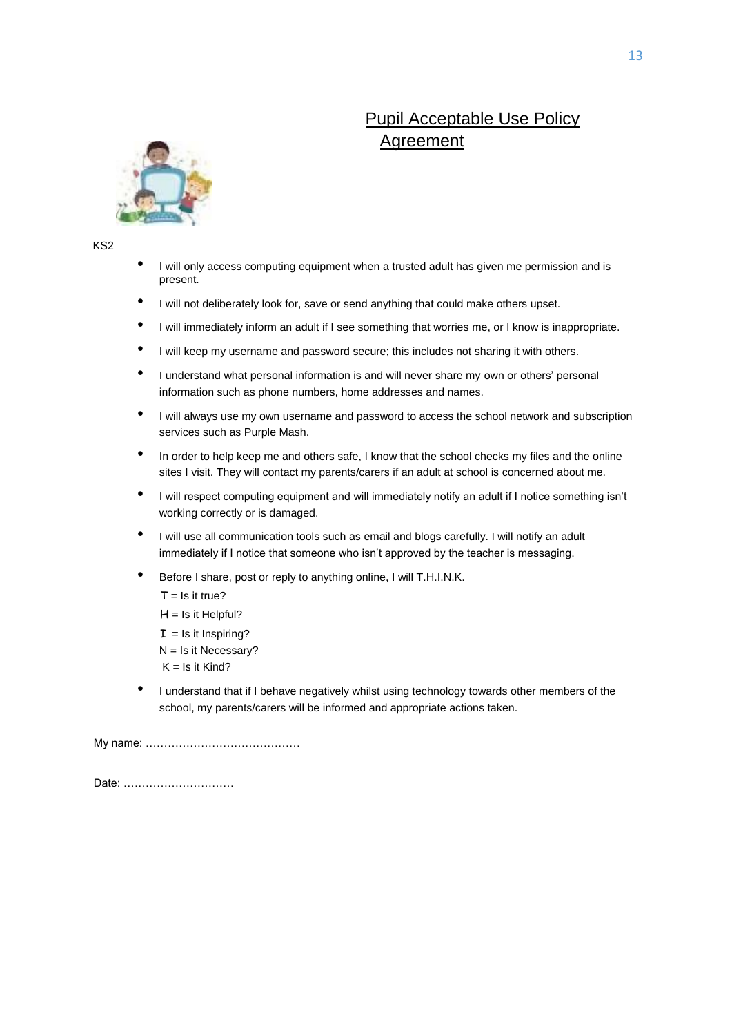# Pupil Acceptable Use Policy Agreement

KS2

- I will only access computing equipment when a trusted adult has given me permission and is present.
- I will not deliberately look for, save or send anything that could make others upset.
- I will immediately inform an adult if I see something that worries me, or I know is inappropriate.
- I will keep my username and password secure; this includes not sharing it with others.
- I understand what personal information is and will never share my own or others' personal information such as phone numbers, home addresses and names.
- I will always use my own username and password to access the school network and subscription services such as Purple Mash.
- In order to help keep me and others safe, I know that the school checks my files and the online sites I visit. They will contact my parents/carers if an adult at school is concerned about me.
- I will respect computing equipment and will immediately notify an adult if I notice something isn't working correctly or is damaged.
- I will use all communication tools such as email and blogs carefully. I will notify an adult immediately if I notice that someone who isn't approved by the teacher is messaging.
- Before I share, post or reply to anything online, I will T.H.I.N.K.

  T = Is it true?

  H = Is it Helpful?

  I = Is it Inspiring?

  N = Is it Necessary?

  K = Is it Kind?
- I understand that if I behave negatively whilst using technology towards other members of the school, my parents/carers will be informed and appropriate actions taken.

My name: ……………………………………

Date: …………………………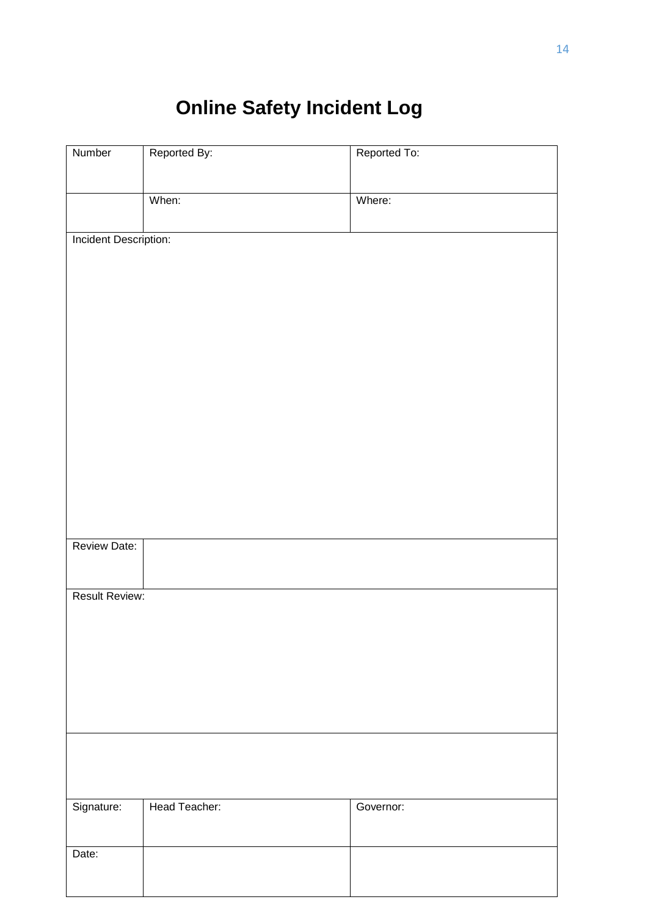# Online Safety Incident Log

| | | |
|---|---|---|
| Number | Reported By: | Reported To: |
| | When: | Where: |
| Incident Description: | | |
| Review Date: | | |
| Result Review: | | |
| | | |
| Signature: | Head Teacher: | Governor: |
| Date: | | |